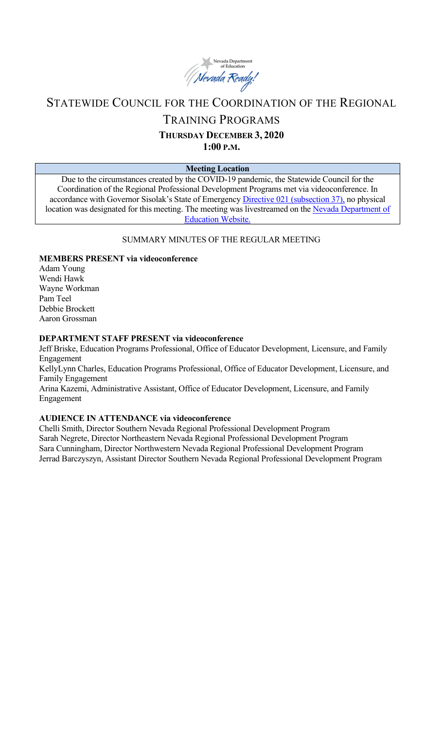# STATEWIDE COUNCIL FOR THE COORDINATION OF THE REGIONAL TRAINING PROGRAMS

**THURSDAY DECEMBER 3, 2020**

**1:00 P.M.**

| **Meeting Location** |
| --- |
| Due to the circumstances created by the COVID-19 pandemic, the Statewide Council for the Coordination of the Regional Professional Development Programs met via videoconference. In accordance with Governor Sisolak's State of Emergency Directive 021 (subsection 37), no physical location was designated for this meeting. The meeting was livestreamed on the Nevada Department of Education Website. |

SUMMARY MINUTES OF THE REGULAR MEETING

**MEMBERS PRESENT via videoconference**

Adam Young
Wendi Hawk
Wayne Workman
Pam Teel
Debbie Brockett
Aaron Grossman

**DEPARTMENT STAFF PRESENT via videoconference**

Jeff Briske, Education Programs Professional, Office of Educator Development, Licensure, and Family Engagement
KellyLynn Charles, Education Programs Professional, Office of Educator Development, Licensure, and Family Engagement
Arina Kazemi, Administrative Assistant, Office of Educator Development, Licensure, and Family Engagement

**AUDIENCE IN ATTENDANCE via videoconference**

Chelli Smith, Director Southern Nevada Regional Professional Development Program
Sarah Negrete, Director Northeastern Nevada Regional Professional Development Program
Sara Cunningham, Director Northwestern Nevada Regional Professional Development Program
Jerrad Barczyszyn, Assistant Director Southern Nevada Regional Professional Development Program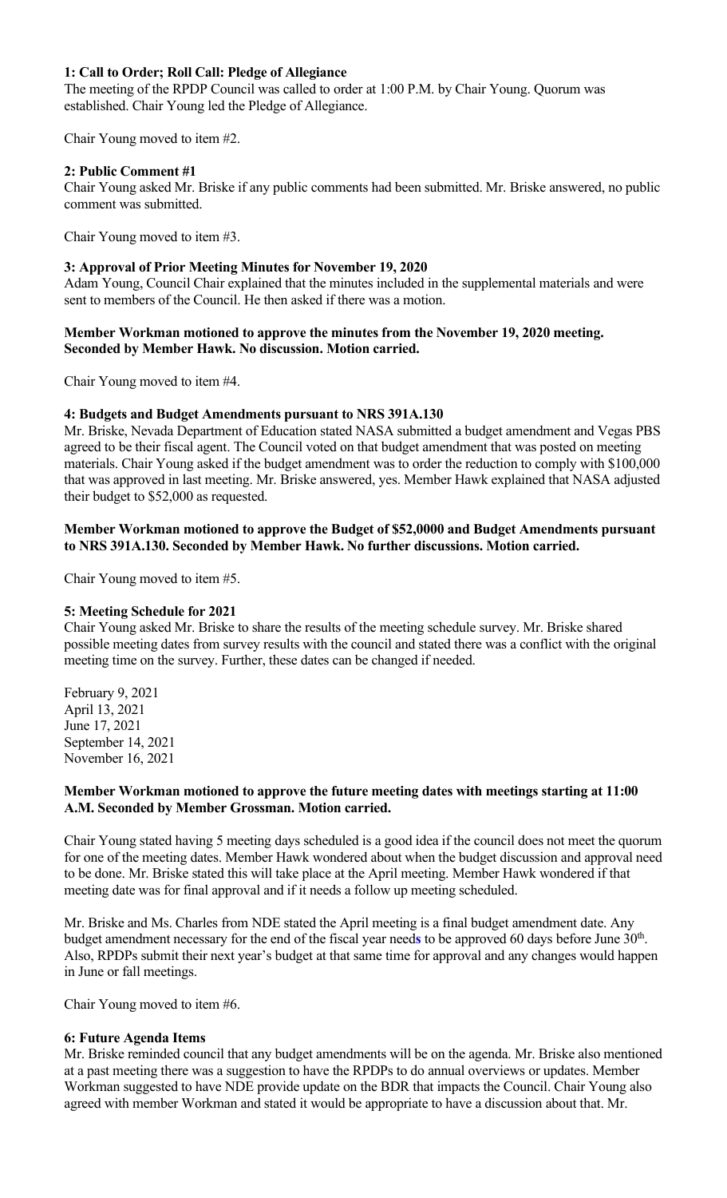**1: Call to Order; Roll Call: Pledge of Allegiance**

The meeting of the RPDP Council was called to order at 1:00 P.M. by Chair Young. Quorum was established. Chair Young led the Pledge of Allegiance.

Chair Young moved to item #2.

**2: Public Comment #1**

Chair Young asked Mr. Briske if any public comments had been submitted. Mr. Briske answered, no public comment was submitted.

Chair Young moved to item #3.

**3: Approval of Prior Meeting Minutes for November 19, 2020**

Adam Young, Council Chair explained that the minutes included in the supplemental materials and were sent to members of the Council. He then asked if there was a motion.

**Member Workman motioned to approve the minutes from the November 19, 2020 meeting. Seconded by Member Hawk. No discussion. Motion carried.**

Chair Young moved to item #4.

**4: Budgets and Budget Amendments pursuant to NRS 391A.130**

Mr. Briske, Nevada Department of Education stated NASA submitted a budget amendment and Vegas PBS agreed to be their fiscal agent. The Council voted on that budget amendment that was posted on meeting materials. Chair Young asked if the budget amendment was to order the reduction to comply with $100,000 that was approved in last meeting. Mr. Briske answered, yes. Member Hawk explained that NASA adjusted their budget to $52,000 as requested.

**Member Workman motioned to approve the Budget of $52,0000 and Budget Amendments pursuant to NRS 391A.130. Seconded by Member Hawk. No further discussions. Motion carried.**

Chair Young moved to item #5.

**5: Meeting Schedule for 2021**

Chair Young asked Mr. Briske to share the results of the meeting schedule survey. Mr. Briske shared possible meeting dates from survey results with the council and stated there was a conflict with the original meeting time on the survey. Further, these dates can be changed if needed.

February 9, 2021
April 13, 2021
June 17, 2021
September 14, 2021
November 16, 2021

**Member Workman motioned to approve the future meeting dates with meetings starting at 11:00 A.M. Seconded by Member Grossman. Motion carried.**

Chair Young stated having 5 meeting days scheduled is a good idea if the council does not meet the quorum for one of the meeting dates. Member Hawk wondered about when the budget discussion and approval need to be done. Mr. Briske stated this will take place at the April meeting. Member Hawk wondered if that meeting date was for final approval and if it needs a follow up meeting scheduled.

Mr. Briske and Ms. Charles from NDE stated the April meeting is a final budget amendment date. Any budget amendment necessary for the end of the fiscal year needs to be approved 60 days before June 30th. Also, RPDPs submit their next year's budget at that same time for approval and any changes would happen in June or fall meetings.

Chair Young moved to item #6.

**6: Future Agenda Items**

Mr. Briske reminded council that any budget amendments will be on the agenda. Mr. Briske also mentioned at a past meeting there was a suggestion to have the RPDPs to do annual overviews or updates. Member Workman suggested to have NDE provide update on the BDR that impacts the Council. Chair Young also agreed with member Workman and stated it would be appropriate to have a discussion about that. Mr.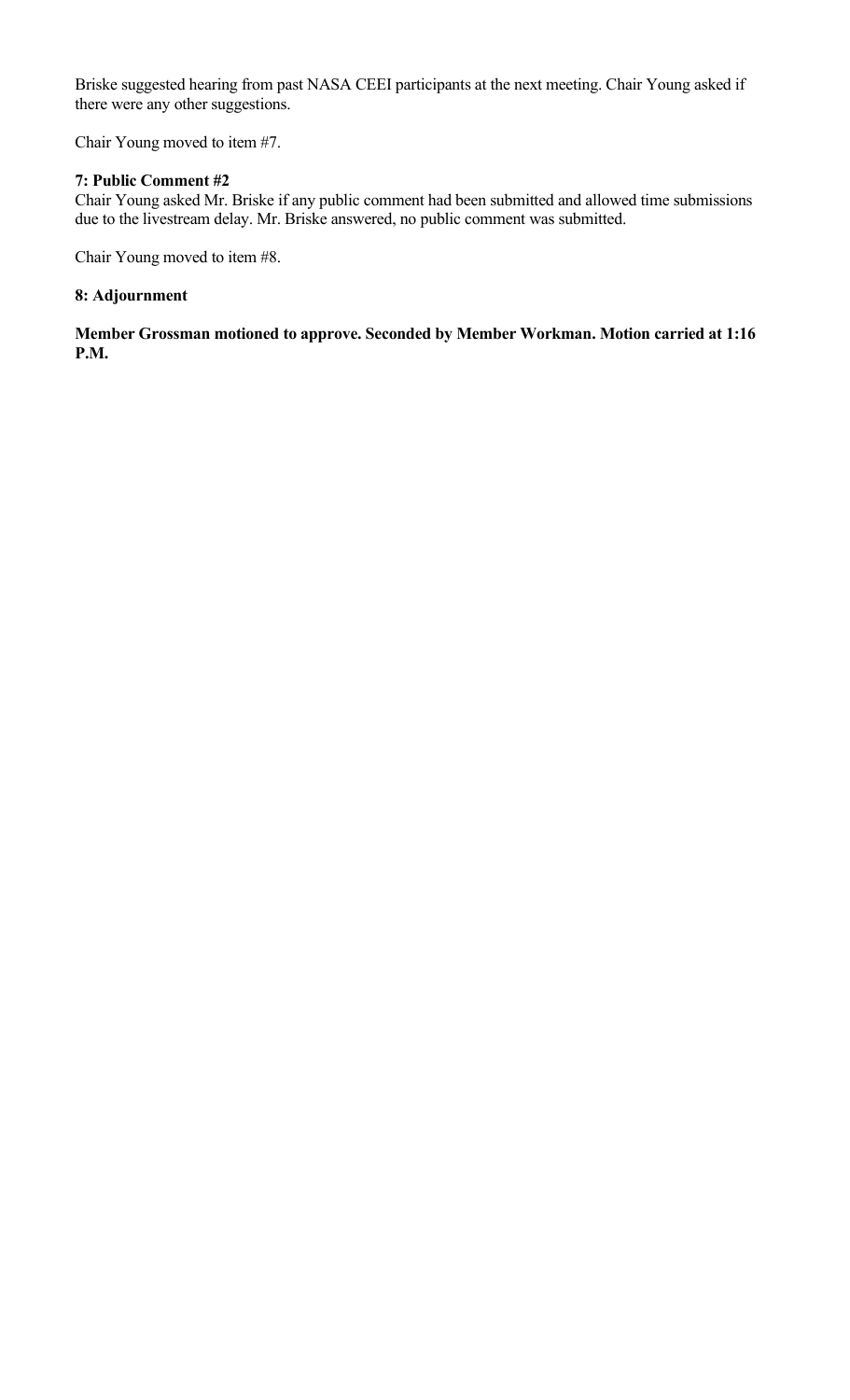Briske suggested hearing from past NASA CEEI participants at the next meeting. Chair Young asked if there were any other suggestions.

Chair Young moved to item #7.

**7: Public Comment #2**

Chair Young asked Mr. Briske if any public comment had been submitted and allowed time submissions due to the livestream delay. Mr. Briske answered, no public comment was submitted.

Chair Young moved to item #8.

**8: Adjournment**

**Member Grossman motioned to approve. Seconded by Member Workman. Motion carried at 1:16 P.M.**